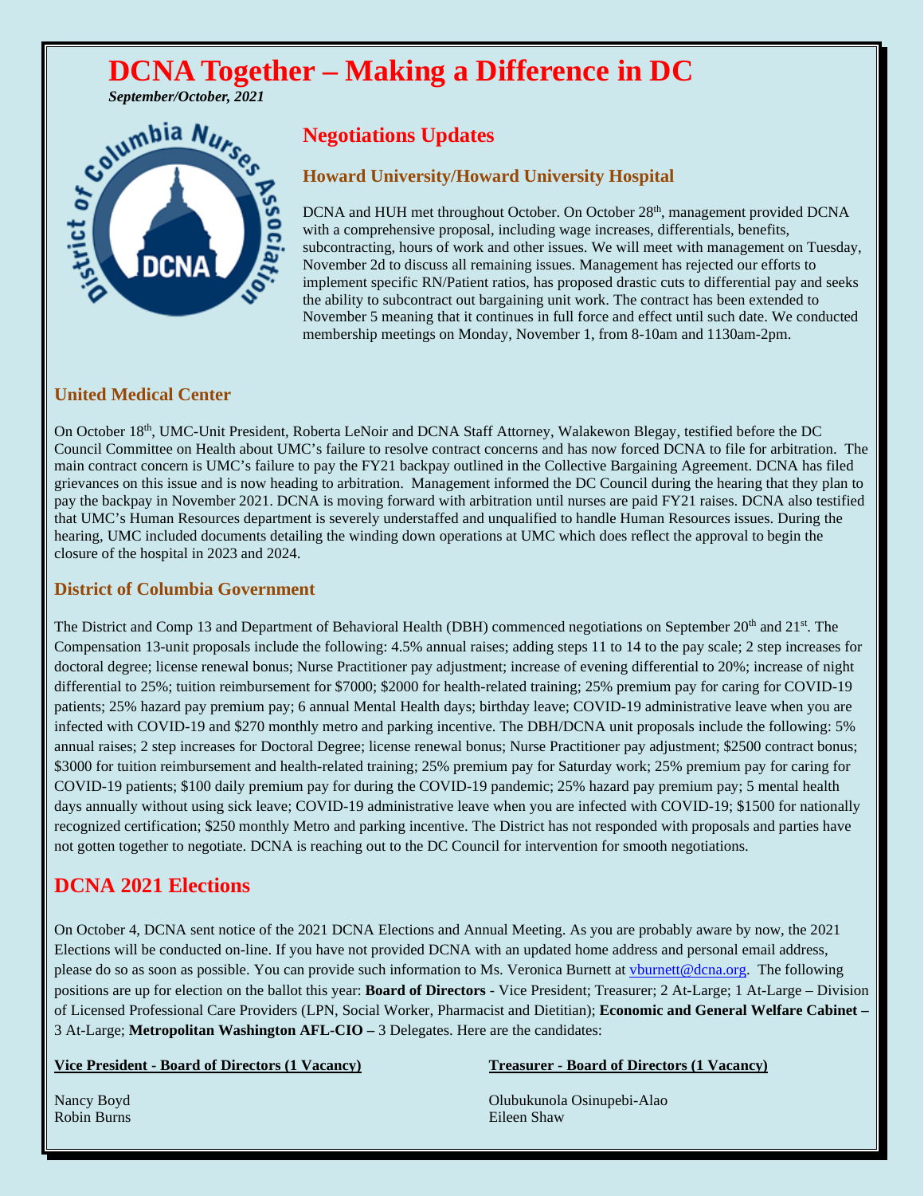# DCNA Together – Making a Difference in DC

*September/October, 2021*

## Negotiations Updates

### Howard University/Howard University Hospital

DCNA and HUH met throughout October. On October 28th, management provided DCNA with a comprehensive proposal, including wage increases, differentials, benefits, subcontracting, hours of work and other issues. We will meet with management on Tuesday, November 2d to discuss all remaining issues. Management has rejected our efforts to implement specific RN/Patient ratios, has proposed drastic cuts to differential pay and seeks the ability to subcontract out bargaining unit work. The contract has been extended to November 5 meaning that it continues in full force and effect until such date. We conducted membership meetings on Monday, November 1, from 8-10am and 1130am-2pm.

### United Medical Center

On October 18th, UMC-Unit President, Roberta LeNoir and DCNA Staff Attorney, Walakewon Blegay, testified before the DC Council Committee on Health about UMC's failure to resolve contract concerns and has now forced DCNA to file for arbitration. The main contract concern is UMC's failure to pay the FY21 backpay outlined in the Collective Bargaining Agreement. DCNA has filed grievances on this issue and is now heading to arbitration. Management informed the DC Council during the hearing that they plan to pay the backpay in November 2021. DCNA is moving forward with arbitration until nurses are paid FY21 raises. DCNA also testified that UMC's Human Resources department is severely understaffed and unqualified to handle Human Resources issues. During the hearing, UMC included documents detailing the winding down operations at UMC which does reflect the approval to begin the closure of the hospital in 2023 and 2024.

### District of Columbia Government

The District and Comp 13 and Department of Behavioral Health (DBH) commenced negotiations on September 20th and 21st. The Compensation 13-unit proposals include the following: 4.5% annual raises; adding steps 11 to 14 to the pay scale; 2 step increases for doctoral degree; license renewal bonus; Nurse Practitioner pay adjustment; increase of evening differential to 20%; increase of night differential to 25%; tuition reimbursement for $7000; $2000 for health-related training; 25% premium pay for caring for COVID-19 patients; 25% hazard pay premium pay; 6 annual Mental Health days; birthday leave; COVID-19 administrative leave when you are infected with COVID-19 and $270 monthly metro and parking incentive. The DBH/DCNA unit proposals include the following: 5% annual raises; 2 step increases for Doctoral Degree; license renewal bonus; Nurse Practitioner pay adjustment; $2500 contract bonus; $3000 for tuition reimbursement and health-related training; 25% premium pay for Saturday work; 25% premium pay for caring for COVID-19 patients; $100 daily premium pay for during the COVID-19 pandemic; 25% hazard pay premium pay; 5 mental health days annually without using sick leave; COVID-19 administrative leave when you are infected with COVID-19; $1500 for nationally recognized certification; $250 monthly Metro and parking incentive. The District has not responded with proposals and parties have not gotten together to negotiate. DCNA is reaching out to the DC Council for intervention for smooth negotiations.

## DCNA 2021 Elections

On October 4, DCNA sent notice of the 2021 DCNA Elections and Annual Meeting. As you are probably aware by now, the 2021 Elections will be conducted on-line. If you have not provided DCNA with an updated home address and personal email address, please do so as soon as possible. You can provide such information to Ms. Veronica Burnett at vburnett@dcna.org. The following positions are up for election on the ballot this year: **Board of Directors** - Vice President; Treasurer; 2 At-Large; 1 At-Large – Division of Licensed Professional Care Providers (LPN, Social Worker, Pharmacist and Dietitian); **Economic and General Welfare Cabinet –** 3 At-Large; **Metropolitan Washington AFL-CIO –** 3 Delegates. Here are the candidates:

**Vice President - Board of Directors (1 Vacancy)**

Nancy Boyd
Robin Burns

**Treasurer - Board of Directors (1 Vacancy)**

Olubukunola Osinupebi-Alao
Eileen Shaw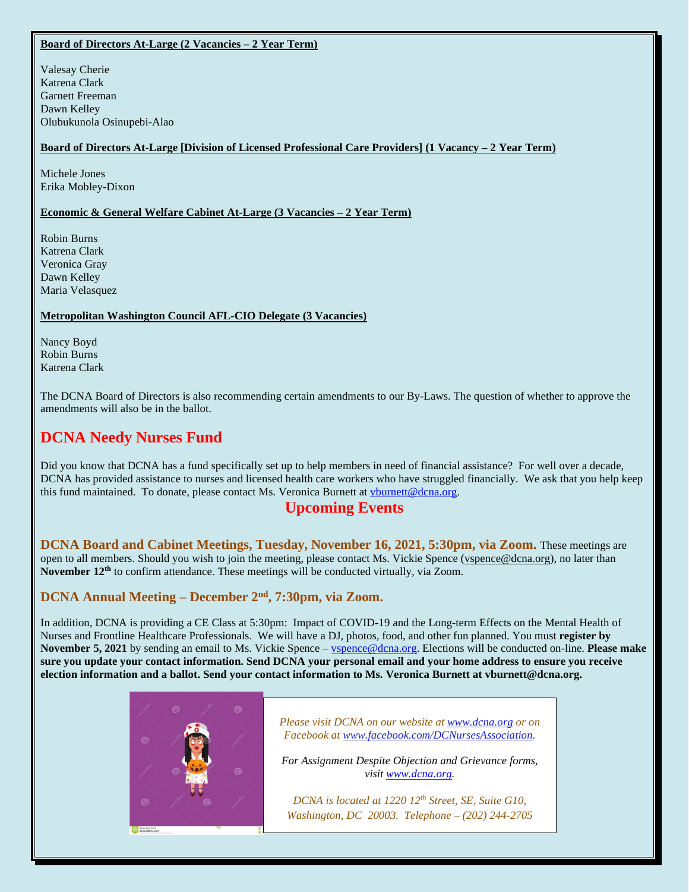**Board of Directors At-Large (2 Vacancies – 2 Year Term)**

Valesay Cherie
Katrena Clark
Garnett Freeman
Dawn Kelley
Olubukunola Osinupebi-Alao

**Board of Directors At-Large [Division of Licensed Professional Care Providers] (1 Vacancy – 2 Year Term)**

Michele Jones
Erika Mobley-Dixon

**Economic & General Welfare Cabinet At-Large (3 Vacancies – 2 Year Term)**

Robin Burns
Katrena Clark
Veronica Gray
Dawn Kelley
Maria Velasquez

**Metropolitan Washington Council AFL-CIO Delegate (3 Vacancies)**

Nancy Boyd
Robin Burns
Katrena Clark

The DCNA Board of Directors is also recommending certain amendments to our By-Laws. The question of whether to approve the amendments will also be in the ballot.

## DCNA Needy Nurses Fund

Did you know that DCNA has a fund specifically set up to help members in need of financial assistance? For well over a decade, DCNA has provided assistance to nurses and licensed health care workers who have struggled financially. We ask that you help keep this fund maintained. To donate, please contact Ms. Veronica Burnett at vburnett@dcna.org.

## Upcoming Events

**DCNA Board and Cabinet Meetings, Tuesday, November 16, 2021, 5:30pm, via Zoom.** These meetings are open to all members. Should you wish to join the meeting, please contact Ms. Vickie Spence (vspence@dcna.org), no later than **November 12th** to confirm attendance. These meetings will be conducted virtually, via Zoom.

### DCNA Annual Meeting – December 2nd, 7:30pm, via Zoom.

In addition, DCNA is providing a CE Class at 5:30pm: Impact of COVID-19 and the Long-term Effects on the Mental Health of Nurses and Frontline Healthcare Professionals. We will have a DJ, photos, food, and other fun planned. You must **register by November 5, 2021** by sending an email to Ms. Vickie Spence – vspence@dcna.org. Elections will be conducted on-line. **Please make sure you update your contact information. Send DCNA your personal email and your home address to ensure you receive election information and a ballot. Send your contact information to Ms. Veronica Burnett at vburnett@dcna.org.**

*Please visit DCNA on our website at www.dcna.org or on Facebook at www.facebook.com/DCNursesAssociation.*

*For Assignment Despite Objection and Grievance forms, visit www.dcna.org.*

*DCNA is located at 1220 12th Street, SE, Suite G10, Washington, DC 20003. Telephone – (202) 244-2705*